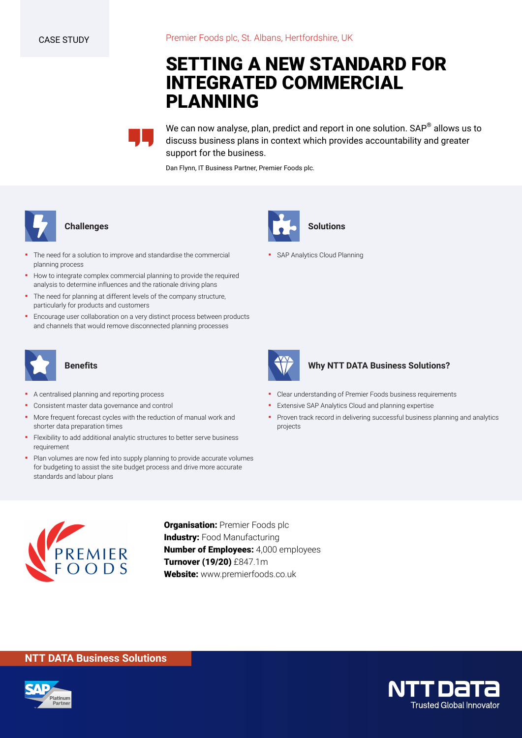CASE STUDY

Premier Foods plc, St. Albans, Hertfordshire, UK

# SETTING A NEW STANDARD FOR INTEGRATED COMMERCIAL PLANNING

> We can now analyse, plan, predict and report in one solution. SAP® allows us to discuss business plans in context which provides accountability and greater support for the business.

Dan Flynn, IT Business Partner, Premier Foods plc.

## Challenges

- The need for a solution to improve and standardise the commercial planning process
- How to integrate complex commercial planning to provide the required analysis to determine influences and the rationale driving plans
- The need for planning at different levels of the company structure, particularly for products and customers
- Encourage user collaboration on a very distinct process between products and channels that would remove disconnected planning processes

## Solutions

- SAP Analytics Cloud Planning

## Benefits

- A centralised planning and reporting process
- Consistent master data governance and control
- More frequent forecast cycles with the reduction of manual work and shorter data preparation times
- Flexibility to add additional analytic structures to better serve business requirement
- Plan volumes are now fed into supply planning to provide accurate volumes for budgeting to assist the site budget process and drive more accurate standards and labour plans

## Why NTT DATA Business Solutions?

- Clear understanding of Premier Foods business requirements
- Extensive SAP Analytics Cloud and planning expertise
- Proven track record in delivering successful business planning and analytics projects

**Organisation:** Premier Foods plc
**Industry:** Food Manufacturing
**Number of Employees:** 4,000 employees
**Turnover (19/20)** £847.1m
**Website:** www.premierfoods.co.uk

NTT DATA Business Solutions

NTT DATA Trusted Global Innovator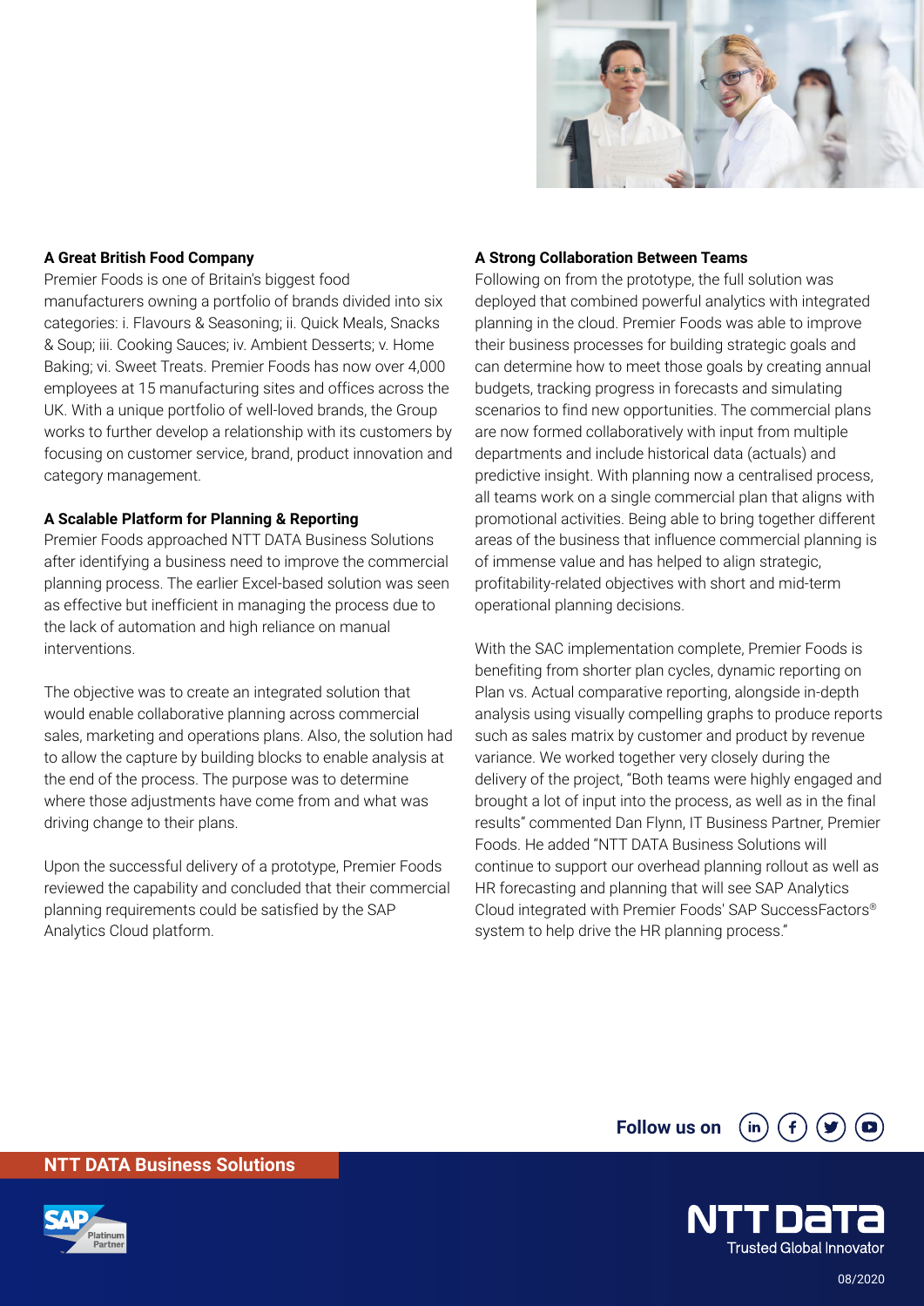### A Great British Food Company

Premier Foods is one of Britain's biggest food manufacturers owning a portfolio of brands divided into six categories: i. Flavours & Seasoning; ii. Quick Meals, Snacks & Soup; iii. Cooking Sauces; iv. Ambient Desserts; v. Home Baking; vi. Sweet Treats. Premier Foods has now over 4,000 employees at 15 manufacturing sites and offices across the UK. With a unique portfolio of well-loved brands, the Group works to further develop a relationship with its customers by focusing on customer service, brand, product innovation and category management.

### A Scalable Platform for Planning & Reporting

Premier Foods approached NTT DATA Business Solutions after identifying a business need to improve the commercial planning process. The earlier Excel-based solution was seen as effective but inefficient in managing the process due to the lack of automation and high reliance on manual interventions.

The objective was to create an integrated solution that would enable collaborative planning across commercial sales, marketing and operations plans. Also, the solution had to allow the capture by building blocks to enable analysis at the end of the process. The purpose was to determine where those adjustments have come from and what was driving change to their plans.

Upon the successful delivery of a prototype, Premier Foods reviewed the capability and concluded that their commercial planning requirements could be satisfied by the SAP Analytics Cloud platform.

### A Strong Collaboration Between Teams

Following on from the prototype, the full solution was deployed that combined powerful analytics with integrated planning in the cloud. Premier Foods was able to improve their business processes for building strategic goals and can determine how to meet those goals by creating annual budgets, tracking progress in forecasts and simulating scenarios to find new opportunities. The commercial plans are now formed collaboratively with input from multiple departments and include historical data (actuals) and predictive insight. With planning now a centralised process, all teams work on a single commercial plan that aligns with promotional activities. Being able to bring together different areas of the business that influence commercial planning is of immense value and has helped to align strategic, profitability-related objectives with short and mid-term operational planning decisions.

With the SAC implementation complete, Premier Foods is benefiting from shorter plan cycles, dynamic reporting on Plan vs. Actual comparative reporting, alongside in-depth analysis using visually compelling graphs to produce reports such as sales matrix by customer and product by revenue variance. We worked together very closely during the delivery of the project, "Both teams were highly engaged and brought a lot of input into the process, as well as in the final results" commented Dan Flynn, IT Business Partner, Premier Foods. He added "NTT DATA Business Solutions will continue to support our overhead planning rollout as well as HR forecasting and planning that will see SAP Analytics Cloud integrated with Premier Foods' SAP SuccessFactors® system to help drive the HR planning process."

Follow us on

**NTT DATA Business Solutions**

SAP Platinum Partner

NTT DATA
Trusted Global Innovator

08/2020